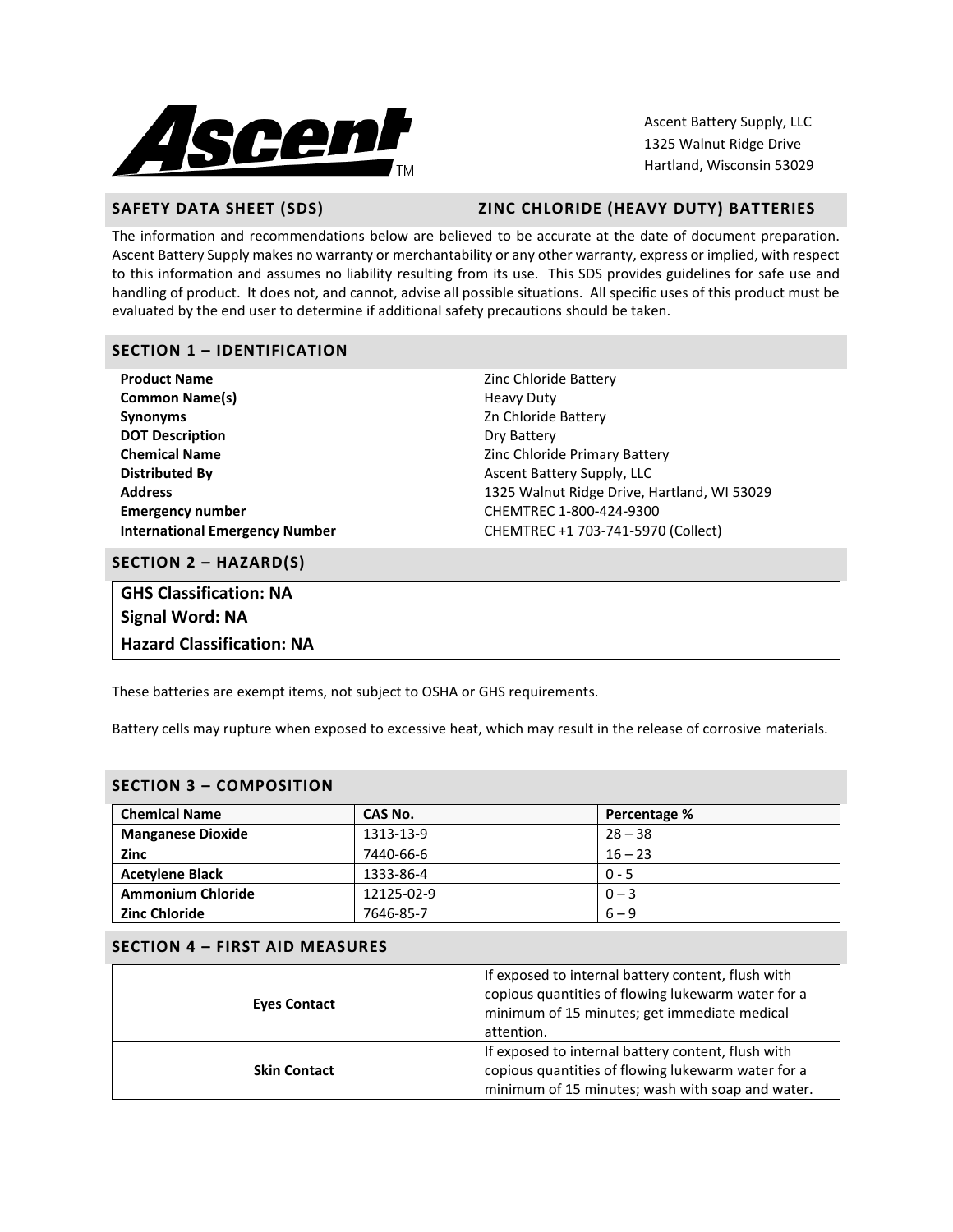**Ascent™**

Ascent Battery Supply, LLC
1325 Walnut Ridge Drive
Hartland, Wisconsin 53029

## SAFETY DATA SHEET (SDS) — ZINC CHLORIDE (HEAVY DUTY) BATTERIES

The information and recommendations below are believed to be accurate at the date of document preparation. Ascent Battery Supply makes no warranty or merchantability or any other warranty, express or implied, with respect to this information and assumes no liability resulting from its use. This SDS provides guidelines for safe use and handling of product. It does not, and cannot, advise all possible situations. All specific uses of this product must be evaluated by the end user to determine if additional safety precautions should be taken.

## SECTION 1 – IDENTIFICATION

| | |
|---|---|
| **Product Name** | Zinc Chloride Battery |
| **Common Name(s)** | Heavy Duty |
| **Synonyms** | Zn Chloride Battery |
| **DOT Description** | Dry Battery |
| **Chemical Name** | Zinc Chloride Primary Battery |
| **Distributed By** | Ascent Battery Supply, LLC |
| **Address** | 1325 Walnut Ridge Drive, Hartland, WI 53029 |
| **Emergency number** | CHEMTREC 1-800-424-9300 |
| **International Emergency Number** | CHEMTREC +1 703-741-5970 (Collect) |

## SECTION 2 – HAZARD(S)

**GHS Classification: NA**

**Signal Word: NA**

**Hazard Classification: NA**

These batteries are exempt items, not subject to OSHA or GHS requirements.

Battery cells may rupture when exposed to excessive heat, which may result in the release of corrosive materials.

## SECTION 3 – COMPOSITION

| Chemical Name | CAS No. | Percentage % |
|---|---|---|
| **Manganese Dioxide** | 1313-13-9 | 28 – 38 |
| **Zinc** | 7440-66-6 | 16 – 23 |
| **Acetylene Black** | 1333-86-4 | 0 - 5 |
| **Ammonium Chloride** | 12125-02-9 | 0 – 3 |
| **Zinc Chloride** | 7646-85-7 | 6 – 9 |

## SECTION 4 – FIRST AID MEASURES

| | |
|---|---|
| **Eyes Contact** | If exposed to internal battery content, flush with copious quantities of flowing lukewarm water for a minimum of 15 minutes; get immediate medical attention. |
| **Skin Contact** | If exposed to internal battery content, flush with copious quantities of flowing lukewarm water for a minimum of 15 minutes; wash with soap and water. |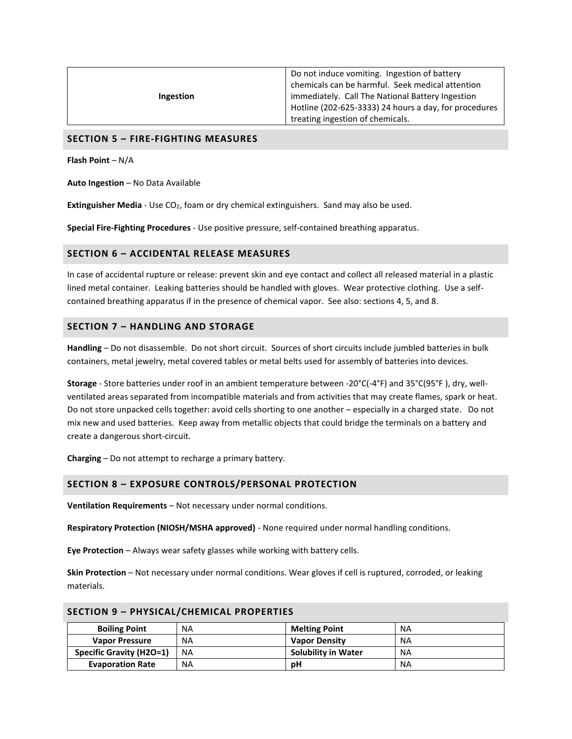| Ingestion | Do not induce vomiting. Ingestion of battery chemicals can be harmful. Seek medical attention immediately. Call The National Battery Ingestion Hotline (202-625-3333) 24 hours a day, for procedures treating ingestion of chemicals. |
|---|---|

## SECTION 5 – FIRE-FIGHTING MEASURES

**Flash Point** – N/A

**Auto Ingestion** – No Data Available

**Extinguisher Media** - Use $CO_2$, foam or dry chemical extinguishers. Sand may also be used.

**Special Fire-Fighting Procedures** - Use positive pressure, self-contained breathing apparatus.

## SECTION 6 – ACCIDENTAL RELEASE MEASURES

In case of accidental rupture or release: prevent skin and eye contact and collect all released material in a plastic lined metal container. Leaking batteries should be handled with gloves. Wear protective clothing. Use a self-contained breathing apparatus if in the presence of chemical vapor. See also: sections 4, 5, and 8.

## SECTION 7 – HANDLING AND STORAGE

**Handling** – Do not disassemble. Do not short circuit. Sources of short circuits include jumbled batteries in bulk containers, metal jewelry, metal covered tables or metal belts used for assembly of batteries into devices.

**Storage** - Store batteries under roof in an ambient temperature between -20°C(-4°F) and 35°C(95°F ), dry, well-ventilated areas separated from incompatible materials and from activities that may create flames, spark or heat. Do not store unpacked cells together: avoid cells shorting to one another – especially in a charged state. Do not mix new and used batteries. Keep away from metallic objects that could bridge the terminals on a battery and create a dangerous short-circuit.

**Charging** – Do not attempt to recharge a primary battery.

## SECTION 8 – EXPOSURE CONTROLS/PERSONAL PROTECTION

**Ventilation Requirements** – Not necessary under normal conditions.

**Respiratory Protection (NIOSH/MSHA approved)** - None required under normal handling conditions.

**Eye Protection** – Always wear safety glasses while working with battery cells.

**Skin Protection** – Not necessary under normal conditions. Wear gloves if cell is ruptured, corroded, or leaking materials.

## SECTION 9 – PHYSICAL/CHEMICAL PROPERTIES

| Boiling Point | NA | Melting Point | NA |
|---|---|---|---|
| Vapor Pressure | NA | Vapor Density | NA |
| Specific Gravity ($H_2O$=1) | NA | Solubility in Water | NA |
| Evaporation Rate | NA | pH | NA |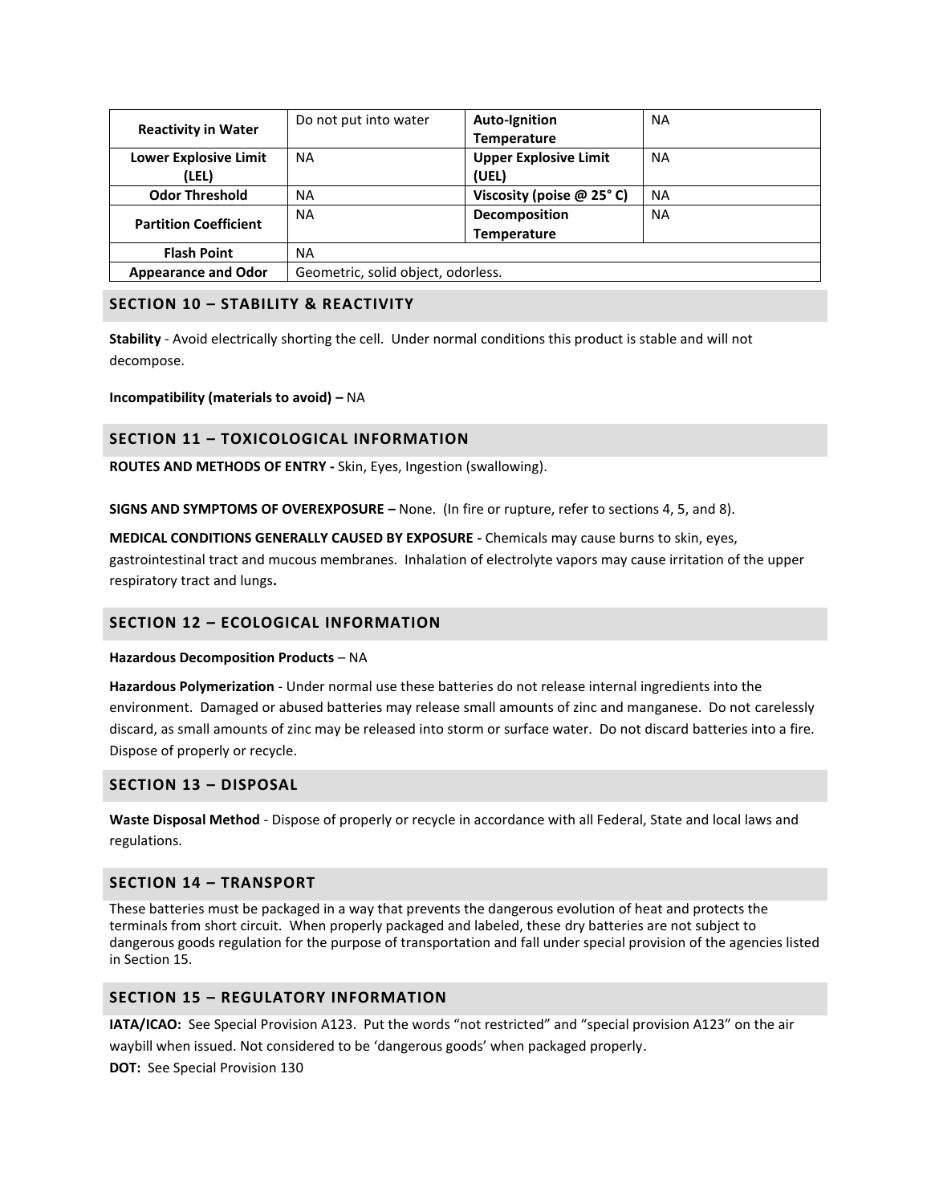| Reactivity in Water | Do not put into water | Auto-Ignition Temperature | NA |
|---|---|---|---|
| Lower Explosive Limit (LEL) | NA | Upper Explosive Limit (UEL) | NA |
| Odor Threshold | NA | Viscosity (poise @ 25° C) | NA |
| Partition Coefficient | NA | Decomposition Temperature | NA |
| Flash Point | NA | | |
| Appearance and Odor | Geometric, solid object, odorless. | | |

## SECTION 10 – STABILITY & REACTIVITY

**Stability** - Avoid electrically shorting the cell. Under normal conditions this product is stable and will not decompose.

**Incompatibility (materials to avoid) –** NA

## SECTION 11 – TOXICOLOGICAL INFORMATION

**ROUTES AND METHODS OF ENTRY -** Skin, Eyes, Ingestion (swallowing).

**SIGNS AND SYMPTOMS OF OVEREXPOSURE –** None. (In fire or rupture, refer to sections 4, 5, and 8).

**MEDICAL CONDITIONS GENERALLY CAUSED BY EXPOSURE -** Chemicals may cause burns to skin, eyes, gastrointestinal tract and mucous membranes. Inhalation of electrolyte vapors may cause irritation of the upper respiratory tract and lungs**.**

## SECTION 12 – ECOLOGICAL INFORMATION

**Hazardous Decomposition Products** – NA

**Hazardous Polymerization** - Under normal use these batteries do not release internal ingredients into the environment. Damaged or abused batteries may release small amounts of zinc and manganese. Do not carelessly discard, as small amounts of zinc may be released into storm or surface water. Do not discard batteries into a fire. Dispose of properly or recycle.

## SECTION 13 – DISPOSAL

**Waste Disposal Method** - Dispose of properly or recycle in accordance with all Federal, State and local laws and regulations.

## SECTION 14 – TRANSPORT

These batteries must be packaged in a way that prevents the dangerous evolution of heat and protects the terminals from short circuit. When properly packaged and labeled, these dry batteries are not subject to dangerous goods regulation for the purpose of transportation and fall under special provision of the agencies listed in Section 15.

## SECTION 15 – REGULATORY INFORMATION

**IATA/ICAO:** See Special Provision A123. Put the words "not restricted" and "special provision A123" on the air waybill when issued. Not considered to be 'dangerous goods' when packaged properly.

**DOT:** See Special Provision 130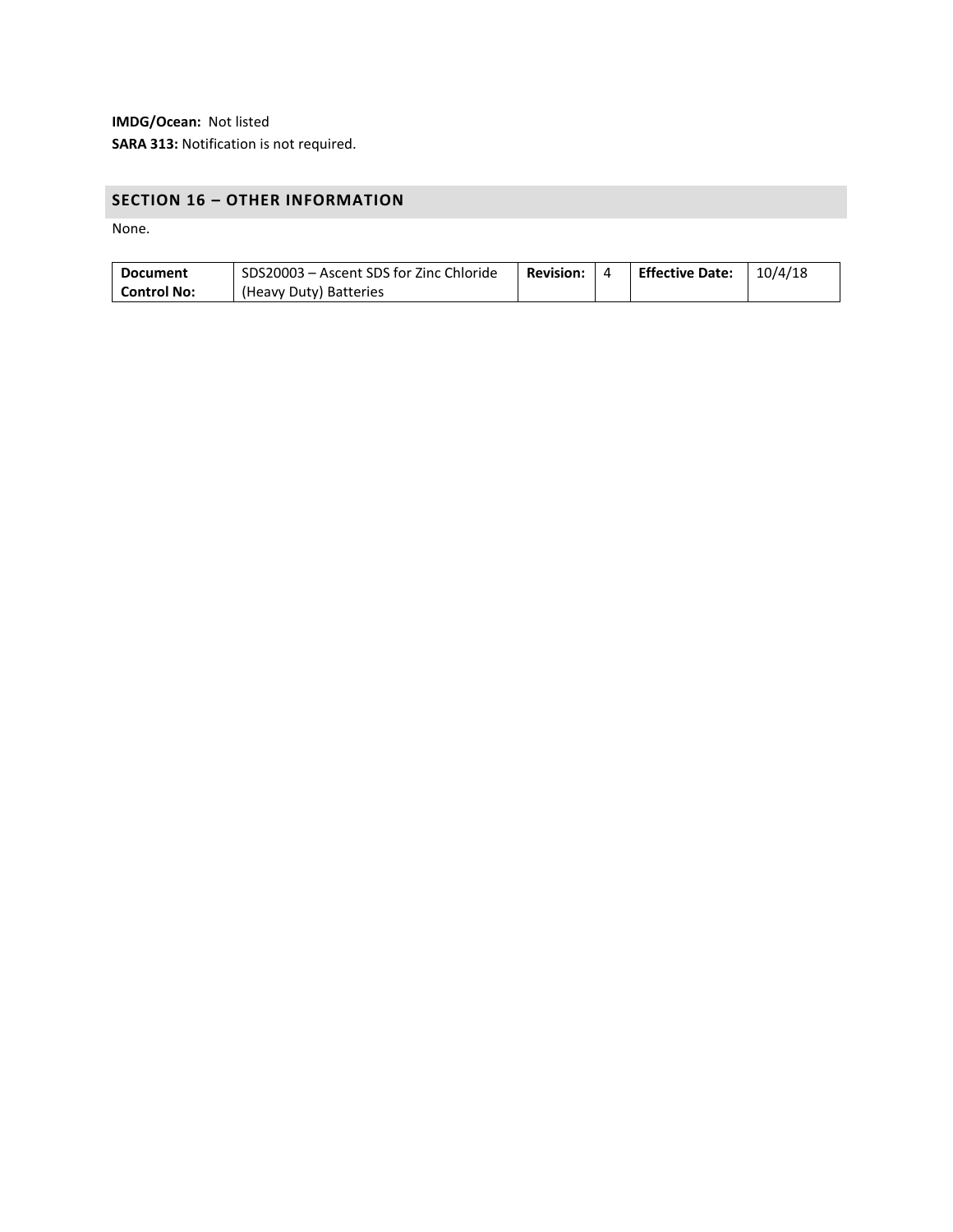**IMDG/Ocean:** Not listed
**SARA 313:** Notification is not required.

## SECTION 16 – OTHER INFORMATION

None.

| | | | | | |
|---|---|---|---|---|---|
| **Document Control No:** | SDS20003 – Ascent SDS for Zinc Chloride (Heavy Duty) Batteries | **Revision:** | 4 | **Effective Date:** | 10/4/18 |